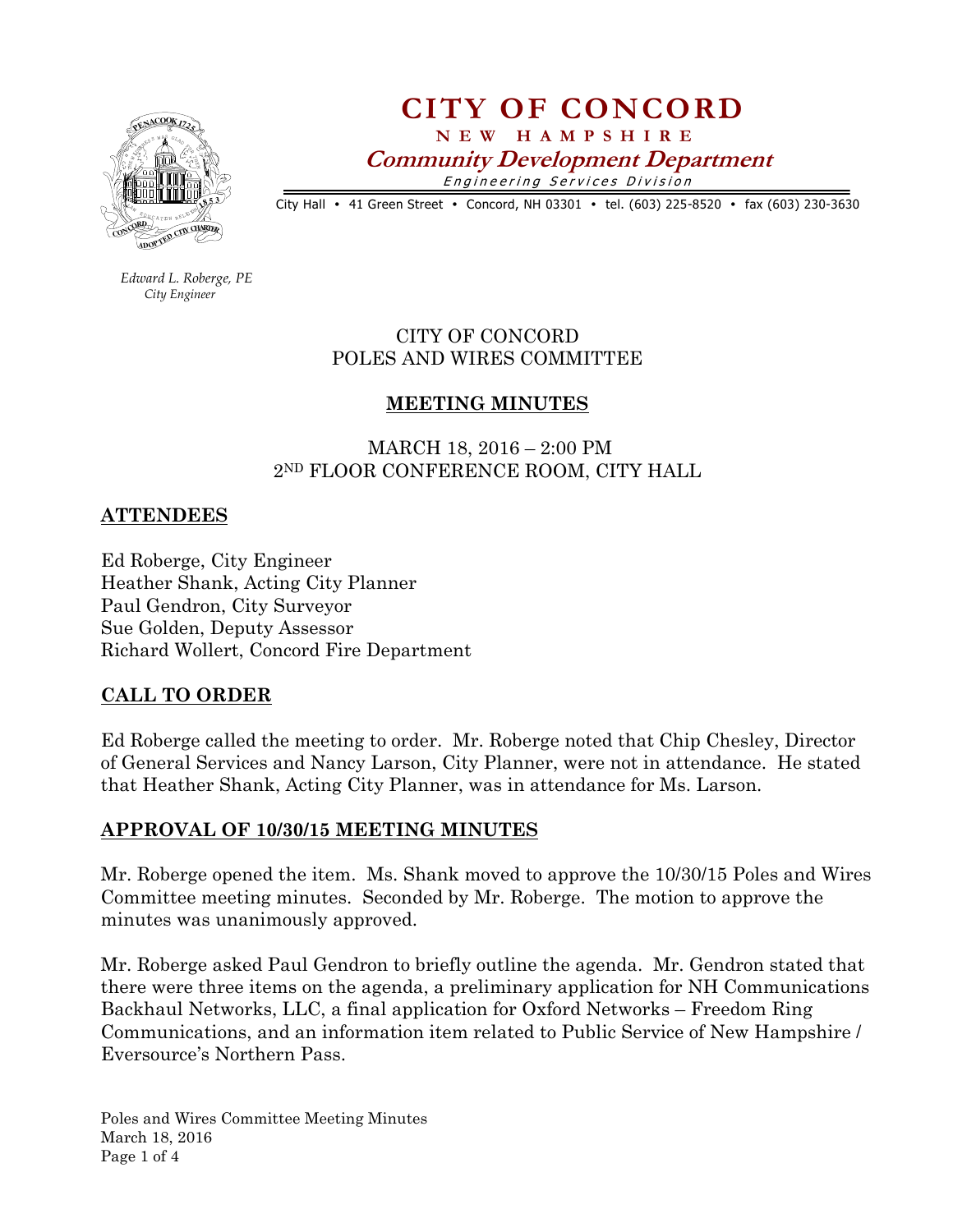# CITY OF CONCORD

**NEW HAMPSHIRE**

***Community Development Department***

*Engineering Services Division*

City Hall • 41 Green Street • Concord, NH 03301 • tel. (603) 225-8520 • fax (603) 230-3630

*Edward L. Roberge, PE*
*City Engineer*

CITY OF CONCORD
POLES AND WIRES COMMITTEE

## MEETING MINUTES

MARCH 18, 2016 – 2:00 PM
2ND FLOOR CONFERENCE ROOM, CITY HALL

## ATTENDEES

Ed Roberge, City Engineer
Heather Shank, Acting City Planner
Paul Gendron, City Surveyor
Sue Golden, Deputy Assessor
Richard Wollert, Concord Fire Department

## CALL TO ORDER

Ed Roberge called the meeting to order. Mr. Roberge noted that Chip Chesley, Director of General Services and Nancy Larson, City Planner, were not in attendance. He stated that Heather Shank, Acting City Planner, was in attendance for Ms. Larson.

## APPROVAL OF 10/30/15 MEETING MINUTES

Mr. Roberge opened the item. Ms. Shank moved to approve the 10/30/15 Poles and Wires Committee meeting minutes. Seconded by Mr. Roberge. The motion to approve the minutes was unanimously approved.

Mr. Roberge asked Paul Gendron to briefly outline the agenda. Mr. Gendron stated that there were three items on the agenda, a preliminary application for NH Communications Backhaul Networks, LLC, a final application for Oxford Networks – Freedom Ring Communications, and an information item related to Public Service of New Hampshire / Eversource's Northern Pass.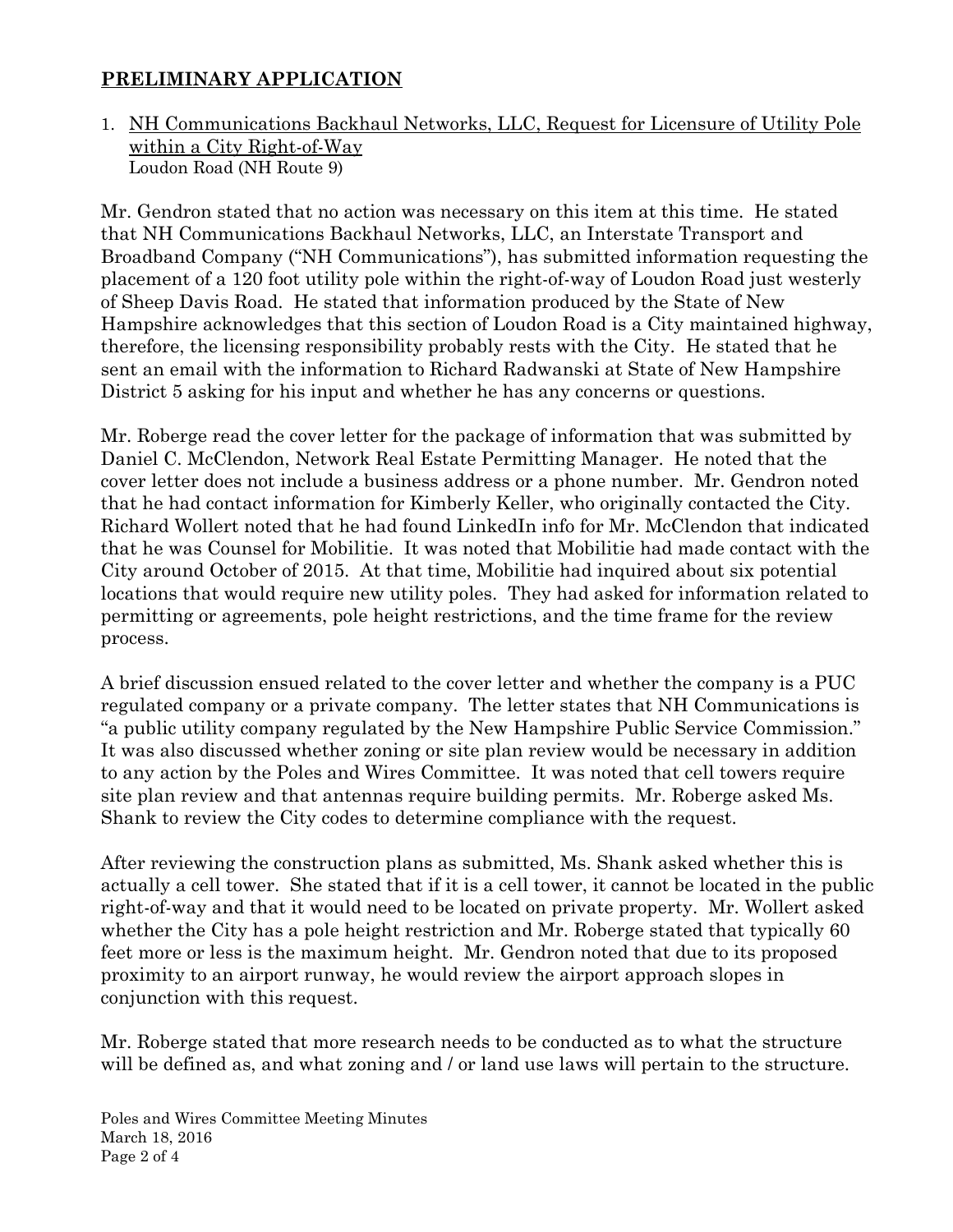## PRELIMINARY APPLICATION

1. NH Communications Backhaul Networks, LLC, Request for Licensure of Utility Pole within a City Right-of-Way
   Loudon Road (NH Route 9)

Mr. Gendron stated that no action was necessary on this item at this time. He stated that NH Communications Backhaul Networks, LLC, an Interstate Transport and Broadband Company ("NH Communications"), has submitted information requesting the placement of a 120 foot utility pole within the right-of-way of Loudon Road just westerly of Sheep Davis Road. He stated that information produced by the State of New Hampshire acknowledges that this section of Loudon Road is a City maintained highway, therefore, the licensing responsibility probably rests with the City. He stated that he sent an email with the information to Richard Radwanski at State of New Hampshire District 5 asking for his input and whether he has any concerns or questions.

Mr. Roberge read the cover letter for the package of information that was submitted by Daniel C. McClendon, Network Real Estate Permitting Manager. He noted that the cover letter does not include a business address or a phone number. Mr. Gendron noted that he had contact information for Kimberly Keller, who originally contacted the City. Richard Wollert noted that he had found LinkedIn info for Mr. McClendon that indicated that he was Counsel for Mobilitie. It was noted that Mobilitie had made contact with the City around October of 2015. At that time, Mobilitie had inquired about six potential locations that would require new utility poles. They had asked for information related to permitting or agreements, pole height restrictions, and the time frame for the review process.

A brief discussion ensued related to the cover letter and whether the company is a PUC regulated company or a private company. The letter states that NH Communications is "a public utility company regulated by the New Hampshire Public Service Commission." It was also discussed whether zoning or site plan review would be necessary in addition to any action by the Poles and Wires Committee. It was noted that cell towers require site plan review and that antennas require building permits. Mr. Roberge asked Ms. Shank to review the City codes to determine compliance with the request.

After reviewing the construction plans as submitted, Ms. Shank asked whether this is actually a cell tower. She stated that if it is a cell tower, it cannot be located in the public right-of-way and that it would need to be located on private property. Mr. Wollert asked whether the City has a pole height restriction and Mr. Roberge stated that typically 60 feet more or less is the maximum height. Mr. Gendron noted that due to its proposed proximity to an airport runway, he would review the airport approach slopes in conjunction with this request.

Mr. Roberge stated that more research needs to be conducted as to what the structure will be defined as, and what zoning and / or land use laws will pertain to the structure.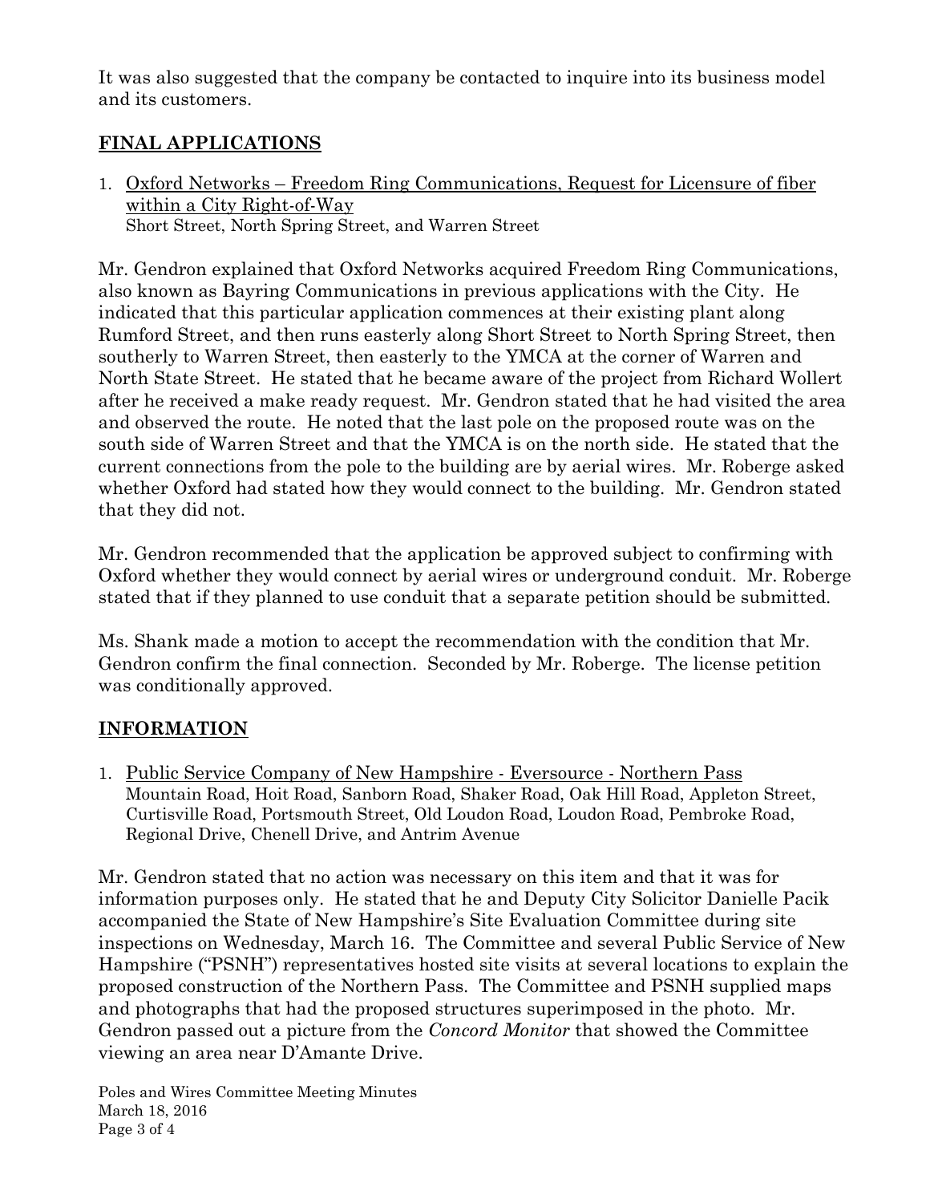It was also suggested that the company be contacted to inquire into its business model and its customers.

## FINAL APPLICATIONS

1. Oxford Networks – Freedom Ring Communications, Request for Licensure of fiber within a City Right-of-Way
   Short Street, North Spring Street, and Warren Street

Mr. Gendron explained that Oxford Networks acquired Freedom Ring Communications, also known as Bayring Communications in previous applications with the City. He indicated that this particular application commences at their existing plant along Rumford Street, and then runs easterly along Short Street to North Spring Street, then southerly to Warren Street, then easterly to the YMCA at the corner of Warren and North State Street. He stated that he became aware of the project from Richard Wollert after he received a make ready request. Mr. Gendron stated that he had visited the area and observed the route. He noted that the last pole on the proposed route was on the south side of Warren Street and that the YMCA is on the north side. He stated that the current connections from the pole to the building are by aerial wires. Mr. Roberge asked whether Oxford had stated how they would connect to the building. Mr. Gendron stated that they did not.

Mr. Gendron recommended that the application be approved subject to confirming with Oxford whether they would connect by aerial wires or underground conduit. Mr. Roberge stated that if they planned to use conduit that a separate petition should be submitted.

Ms. Shank made a motion to accept the recommendation with the condition that Mr. Gendron confirm the final connection. Seconded by Mr. Roberge. The license petition was conditionally approved.

## INFORMATION

1. Public Service Company of New Hampshire - Eversource - Northern Pass
   Mountain Road, Hoit Road, Sanborn Road, Shaker Road, Oak Hill Road, Appleton Street, Curtisville Road, Portsmouth Street, Old Loudon Road, Loudon Road, Pembroke Road, Regional Drive, Chenell Drive, and Antrim Avenue

Mr. Gendron stated that no action was necessary on this item and that it was for information purposes only. He stated that he and Deputy City Solicitor Danielle Pacik accompanied the State of New Hampshire's Site Evaluation Committee during site inspections on Wednesday, March 16. The Committee and several Public Service of New Hampshire ("PSNH") representatives hosted site visits at several locations to explain the proposed construction of the Northern Pass. The Committee and PSNH supplied maps and photographs that had the proposed structures superimposed in the photo. Mr. Gendron passed out a picture from the *Concord Monitor* that showed the Committee viewing an area near D'Amante Drive.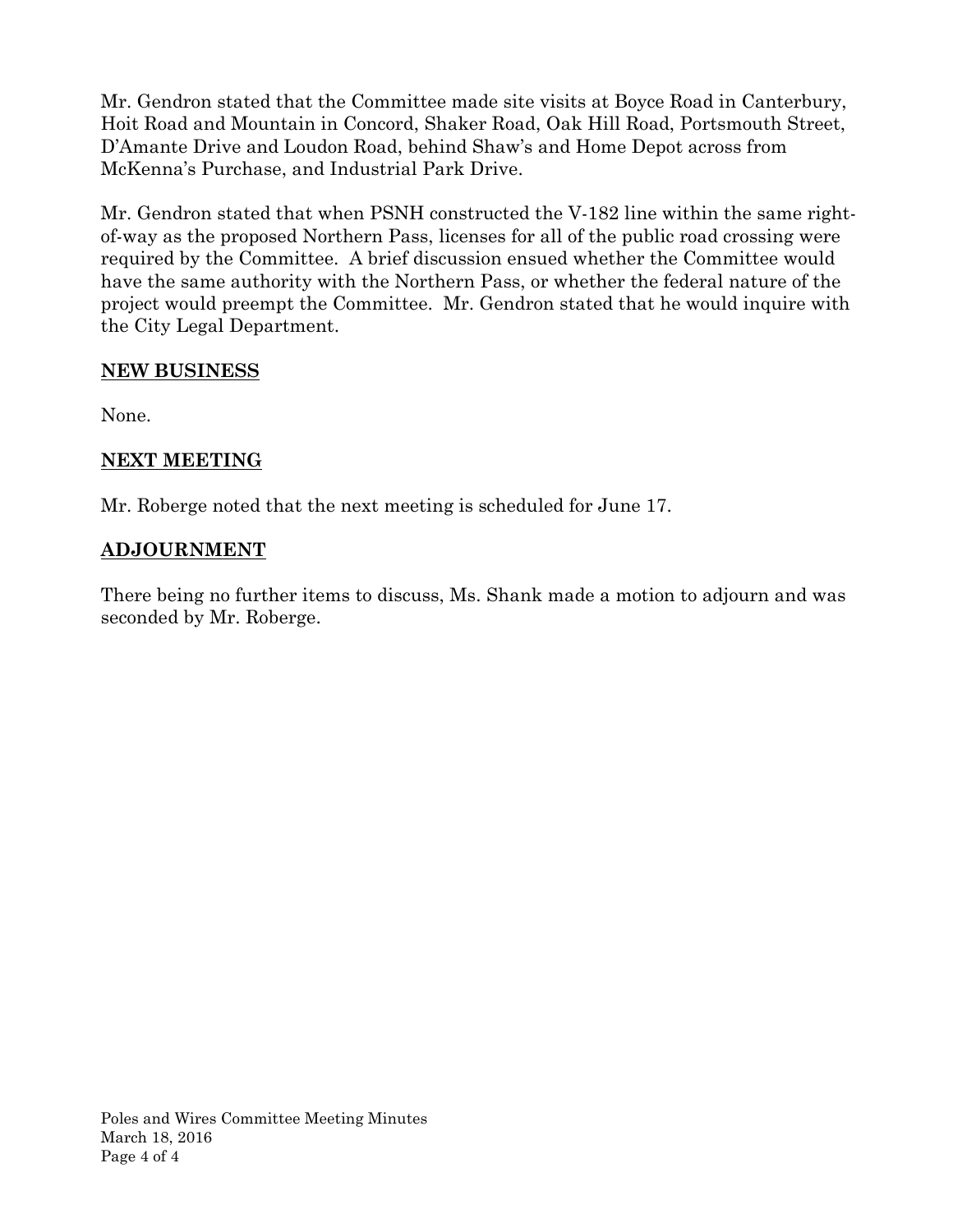Mr. Gendron stated that the Committee made site visits at Boyce Road in Canterbury, Hoit Road and Mountain in Concord, Shaker Road, Oak Hill Road, Portsmouth Street, D'Amante Drive and Loudon Road, behind Shaw's and Home Depot across from McKenna's Purchase, and Industrial Park Drive.

Mr. Gendron stated that when PSNH constructed the V-182 line within the same right-of-way as the proposed Northern Pass, licenses for all of the public road crossing were required by the Committee. A brief discussion ensued whether the Committee would have the same authority with the Northern Pass, or whether the federal nature of the project would preempt the Committee. Mr. Gendron stated that he would inquire with the City Legal Department.

## NEW BUSINESS

None.

## NEXT MEETING

Mr. Roberge noted that the next meeting is scheduled for June 17.

## ADJOURNMENT

There being no further items to discuss, Ms. Shank made a motion to adjourn and was seconded by Mr. Roberge.